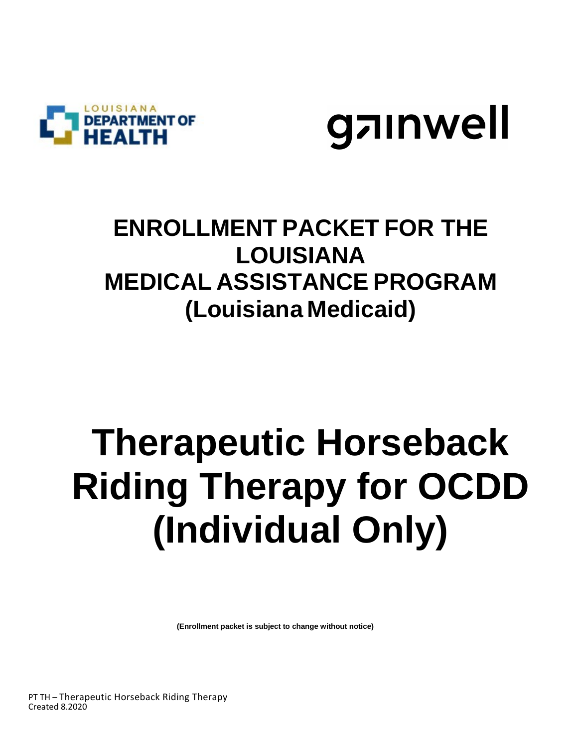LOUISIANA DEPARTMENT OF HEALTH

gainwell

# ENROLLMENT PACKET FOR THE LOUISIANA MEDICAL ASSISTANCE PROGRAM (Louisiana Medicaid)

# Therapeutic Horseback Riding Therapy for OCDD (Individual Only)

**(Enrollment packet is subject to change without notice)**

PT TH – Therapeutic Horseback Riding Therapy
Created 8.2020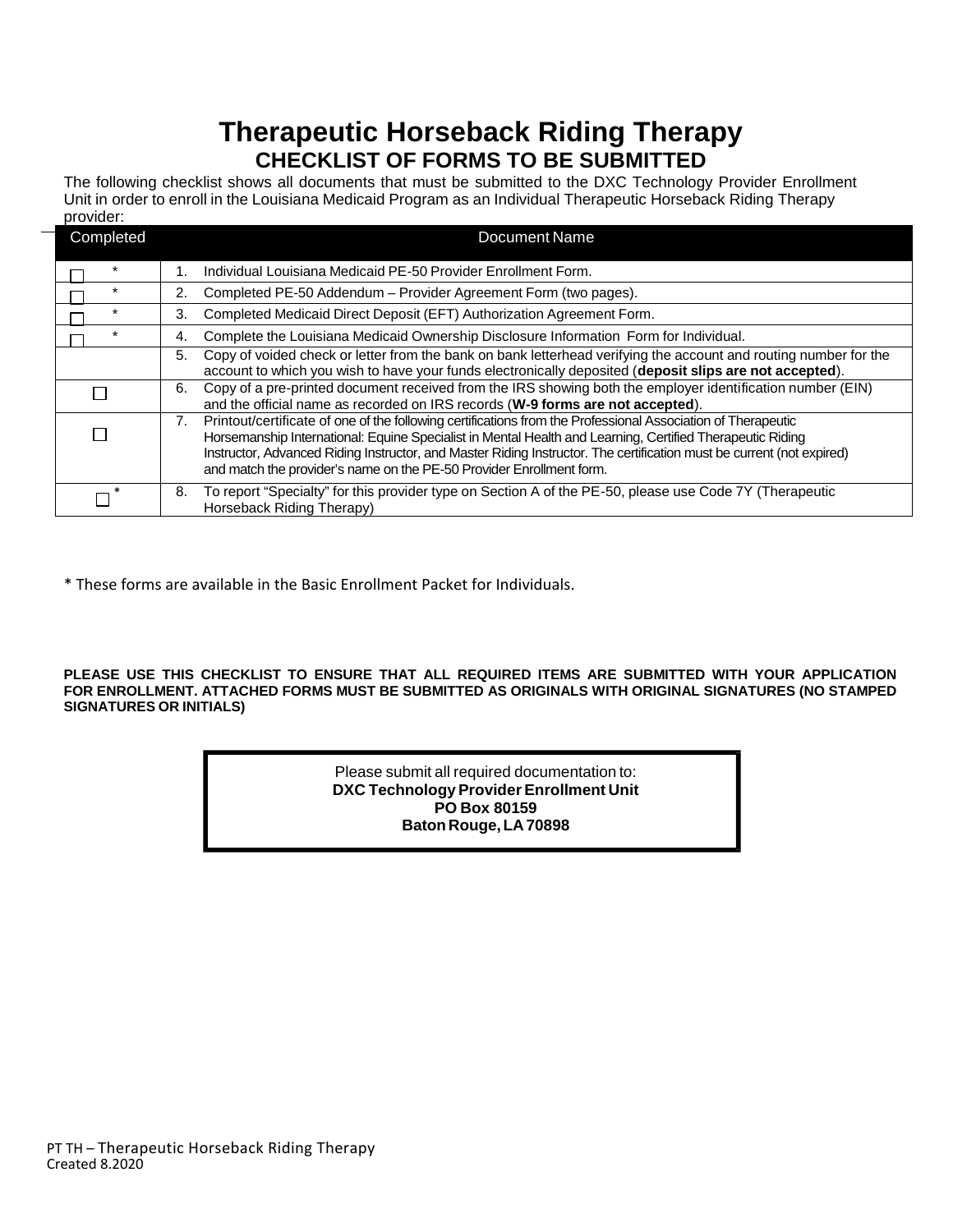# Therapeutic Horseback Riding Therapy

## CHECKLIST OF FORMS TO BE SUBMITTED

The following checklist shows all documents that must be submitted to the DXC Technology Provider Enrollment Unit in order to enroll in the Louisiana Medicaid Program as an Individual Therapeutic Horseback Riding Therapy provider:

| Completed | Document Name |
|---|---|
| ☐ * | 1. Individual Louisiana Medicaid PE-50 Provider Enrollment Form. |
| ☐ * | 2. Completed PE-50 Addendum – Provider Agreement Form (two pages). |
| ☐ * | 3. Completed Medicaid Direct Deposit (EFT) Authorization Agreement Form. |
| ☐ * | 4. Complete the Louisiana Medicaid Ownership Disclosure Information Form for Individual. |
| | 5. Copy of voided check or letter from the bank on bank letterhead verifying the account and routing number for the account to which you wish to have your funds electronically deposited (**deposit slips are not accepted**). |
| ☐ | 6. Copy of a pre-printed document received from the IRS showing both the employer identification number (EIN) and the official name as recorded on IRS records (**W-9 forms are not accepted**). |
| ☐ | 7. Printout/certificate of one of the following certifications from the Professional Association of Therapeutic Horsemanship International: Equine Specialist in Mental Health and Learning, Certified Therapeutic Riding Instructor, Advanced Riding Instructor, and Master Riding Instructor. The certification must be current (not expired) and match the provider's name on the PE-50 Provider Enrollment form. |
| ☐ * | 8. To report "Specialty" for this provider type on Section A of the PE-50, please use Code 7Y (Therapeutic Horseback Riding Therapy) |

* These forms are available in the Basic Enrollment Packet for Individuals.

**PLEASE USE THIS CHECKLIST TO ENSURE THAT ALL REQUIRED ITEMS ARE SUBMITTED WITH YOUR APPLICATION FOR ENROLLMENT. ATTACHED FORMS MUST BE SUBMITTED AS ORIGINALS WITH ORIGINAL SIGNATURES (NO STAMPED SIGNATURES OR INITIALS)**

Please submit all required documentation to:
**DXC Technology Provider Enrollment Unit**
**PO Box 80159**
**Baton Rouge, LA 70898**

PT TH – Therapeutic Horseback Riding Therapy
Created 8.2020